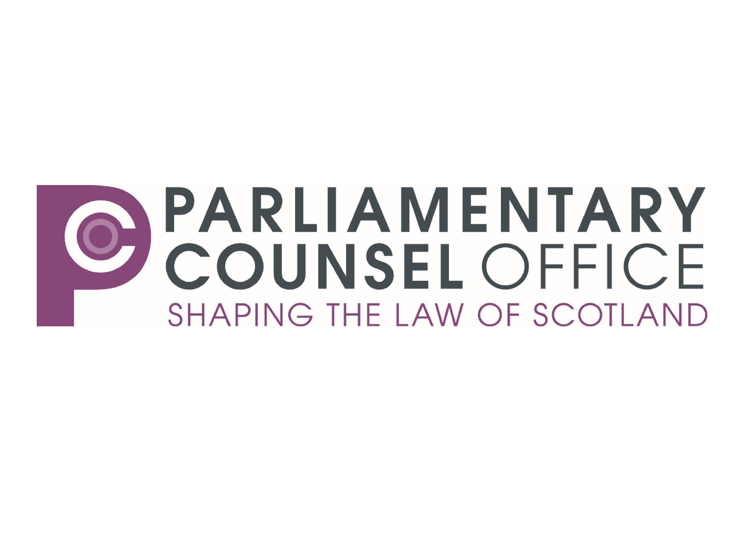# PARLIAMENTARY COUNSEL OFFICE

SHAPING THE LAW OF SCOTLAND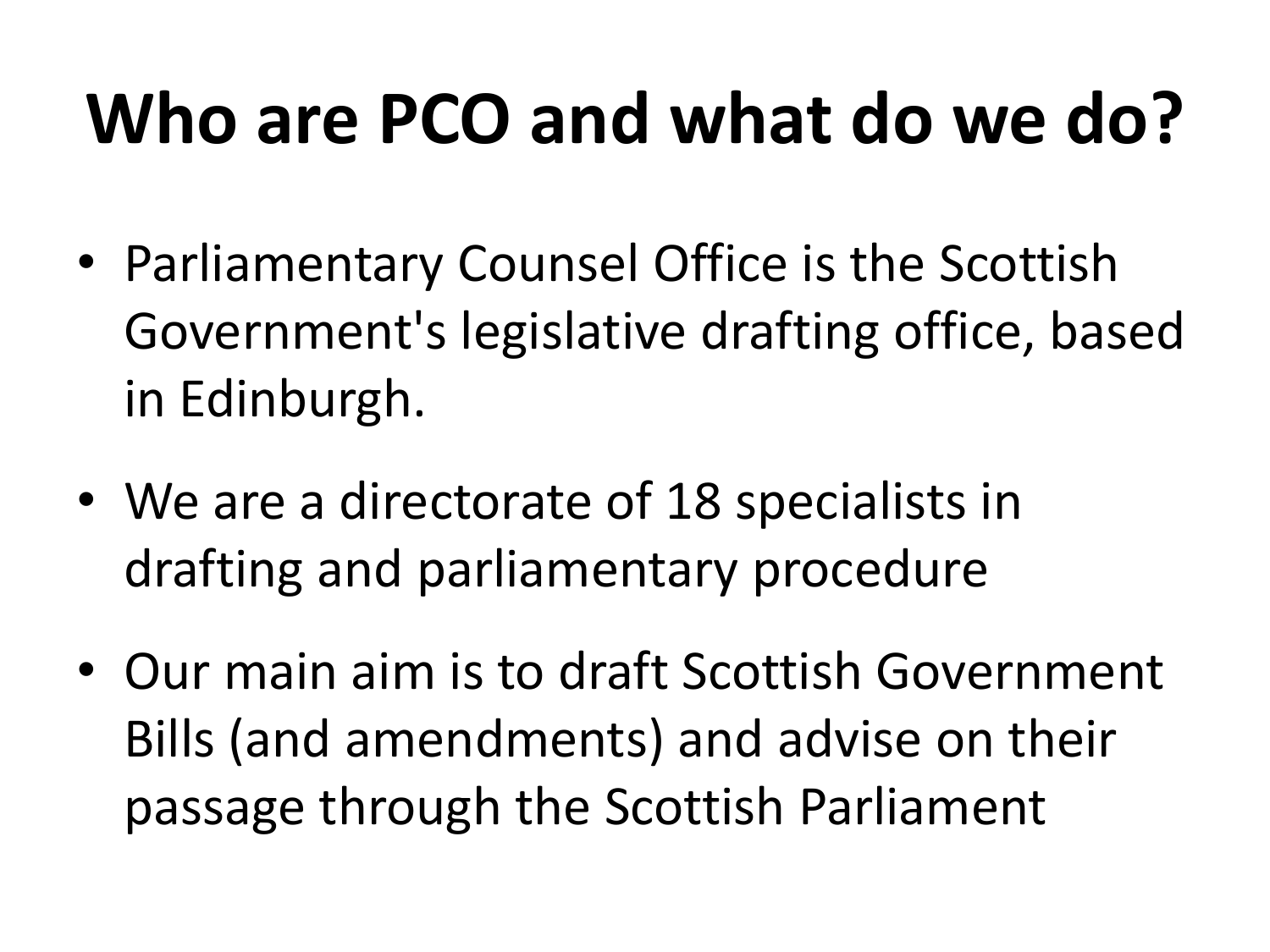# Who are PCO and what do we do?

- Parliamentary Counsel Office is the Scottish Government's legislative drafting office, based in Edinburgh.
- We are a directorate of 18 specialists in drafting and parliamentary procedure
- Our main aim is to draft Scottish Government Bills (and amendments) and advise on their passage through the Scottish Parliament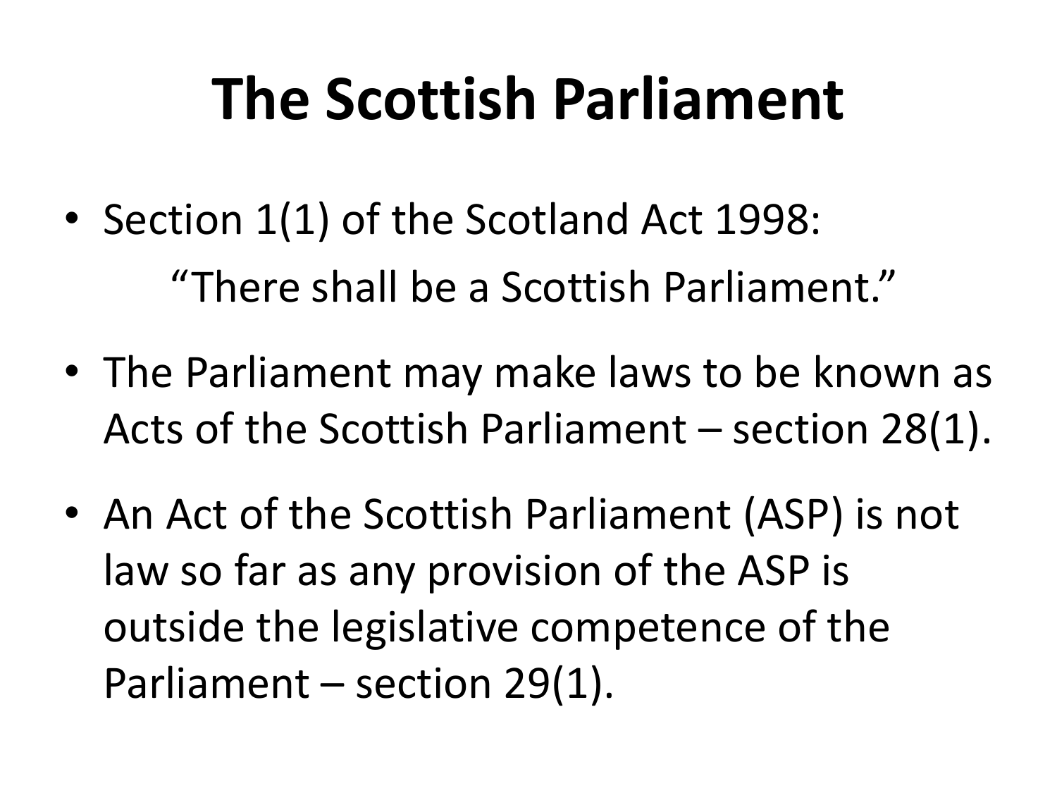# The Scottish Parliament

- Section 1(1) of the Scotland Act 1998:

  "There shall be a Scottish Parliament."

- The Parliament may make laws to be known as Acts of the Scottish Parliament – section 28(1).
- An Act of the Scottish Parliament (ASP) is not law so far as any provision of the ASP is outside the legislative competence of the Parliament – section 29(1).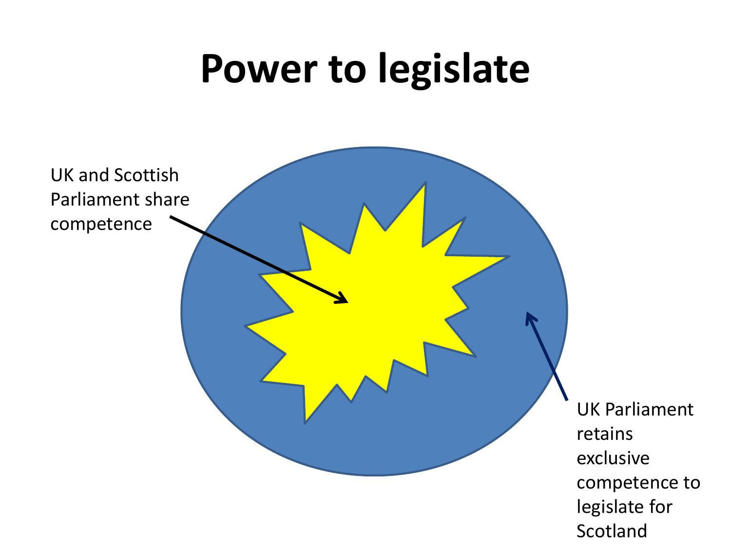# Power to legislate

UK and Scottish Parliament share competence

UK Parliament retains exclusive competence to legislate for Scotland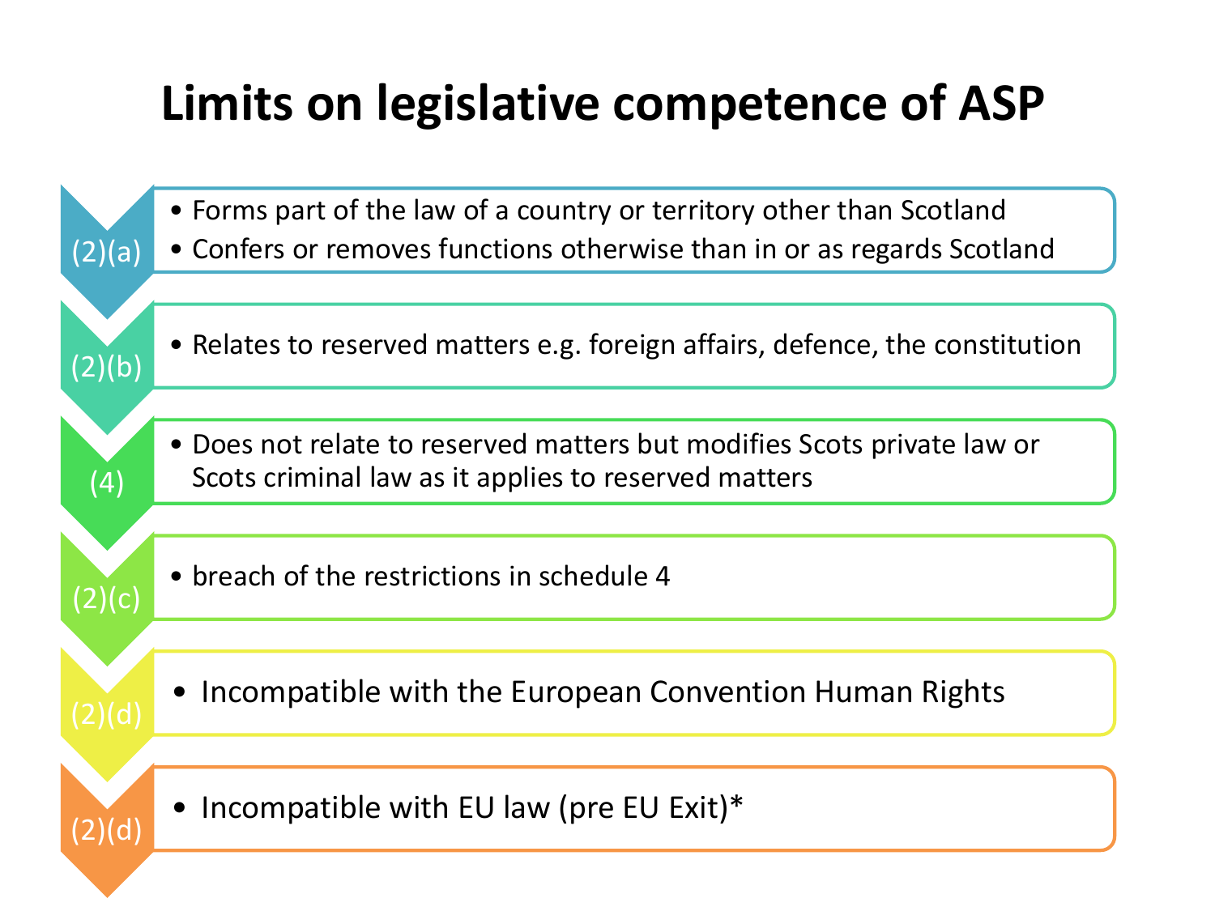# Limits on legislative competence of ASP

**(2)(a)**

- Forms part of the law of a country or territory other than Scotland
- Confers or removes functions otherwise than in or as regards Scotland

**(2)(b)**

- Relates to reserved matters e.g. foreign affairs, defence, the constitution

**(4)**

- Does not relate to reserved matters but modifies Scots private law or Scots criminal law as it applies to reserved matters

**(2)(c)**

- breach of the restrictions in schedule 4

**(2)(d)**

- Incompatible with the European Convention Human Rights

**(2)(d)**

- Incompatible with EU law (pre EU Exit)*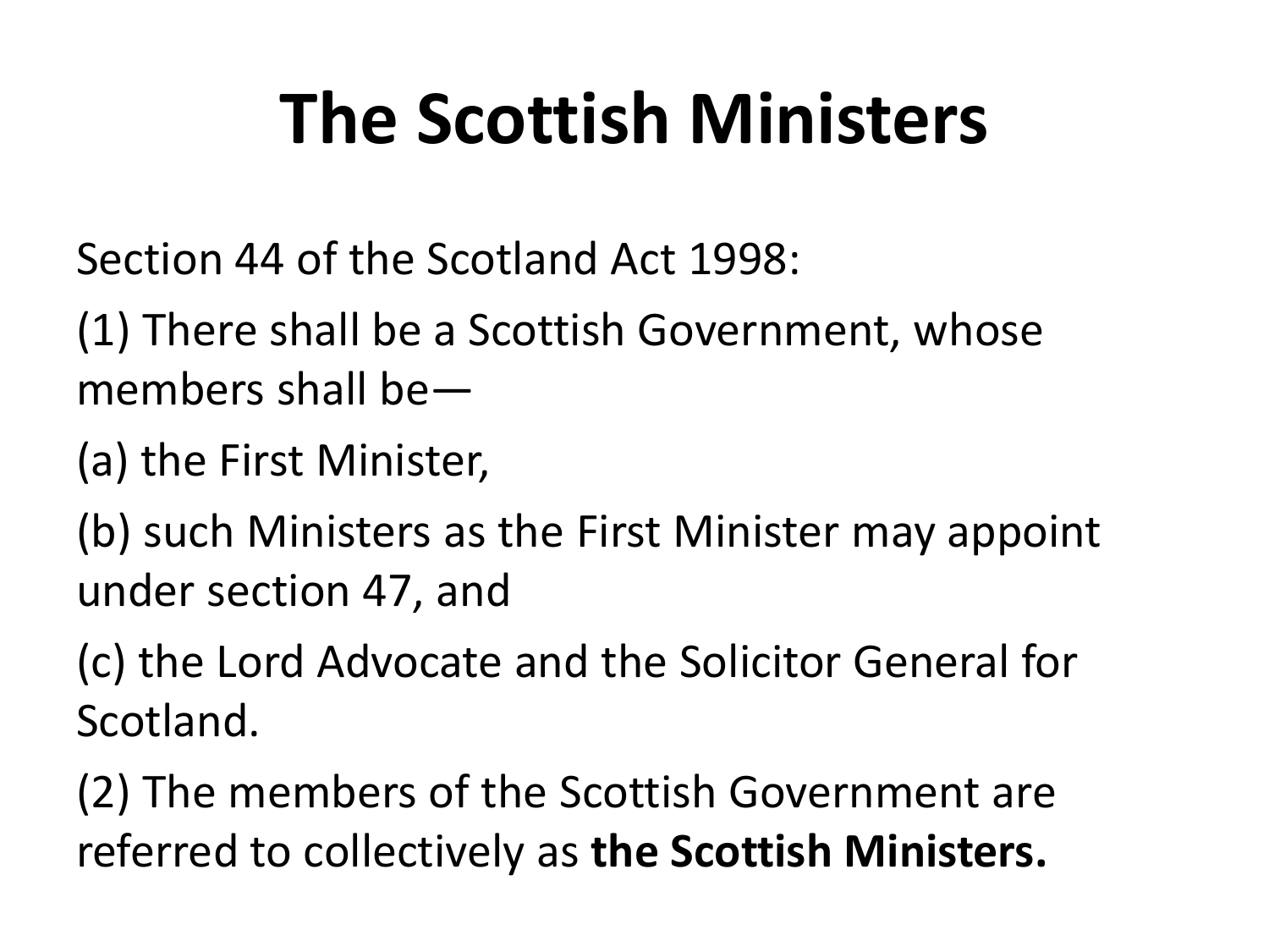# The Scottish Ministers

Section 44 of the Scotland Act 1998:

(1) There shall be a Scottish Government, whose members shall be—

(a) the First Minister,

(b) such Ministers as the First Minister may appoint under section 47, and

(c) the Lord Advocate and the Solicitor General for Scotland.

(2) The members of the Scottish Government are referred to collectively as **the Scottish Ministers.**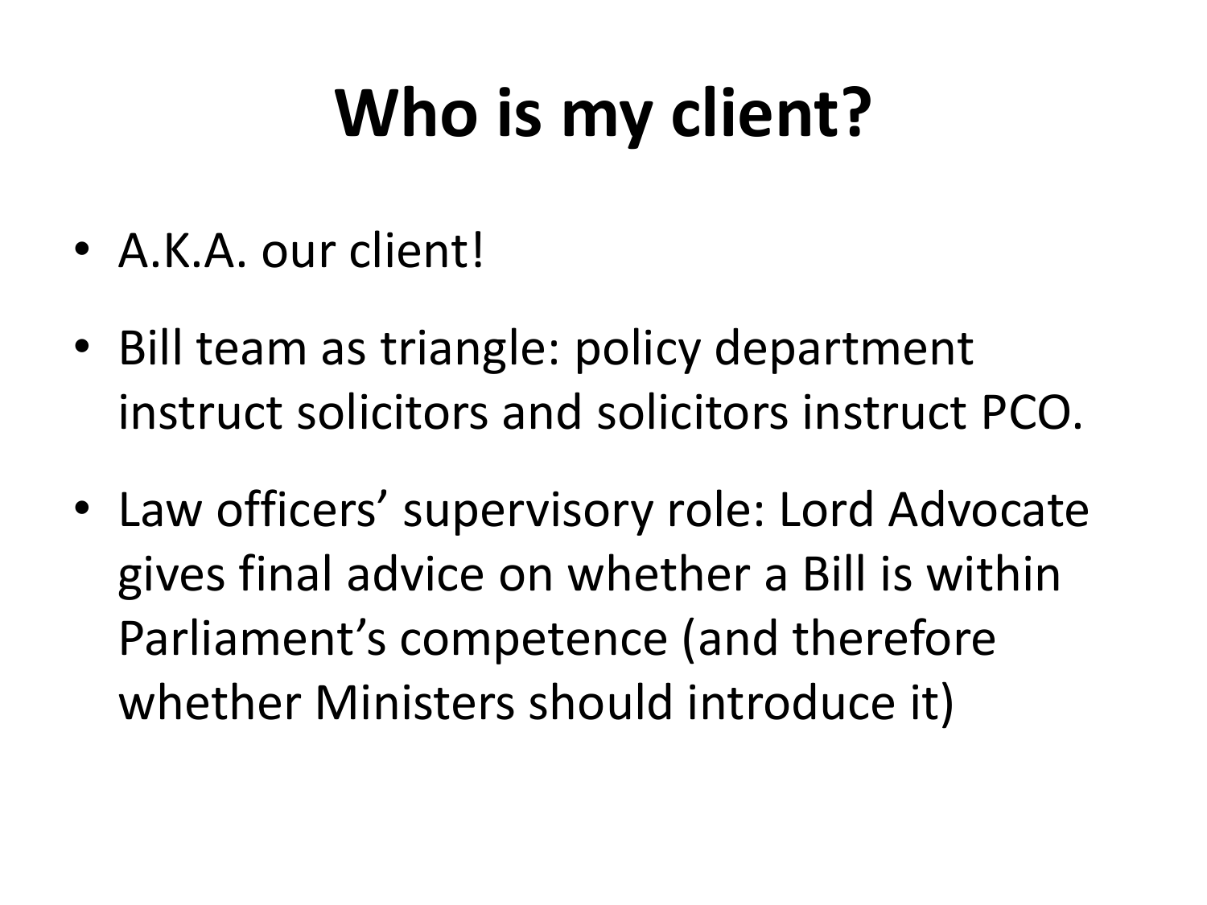# Who is my client?

- A.K.A. our client!
- Bill team as triangle: policy department instruct solicitors and solicitors instruct PCO.
- Law officers’ supervisory role: Lord Advocate gives final advice on whether a Bill is within Parliament’s competence (and therefore whether Ministers should introduce it)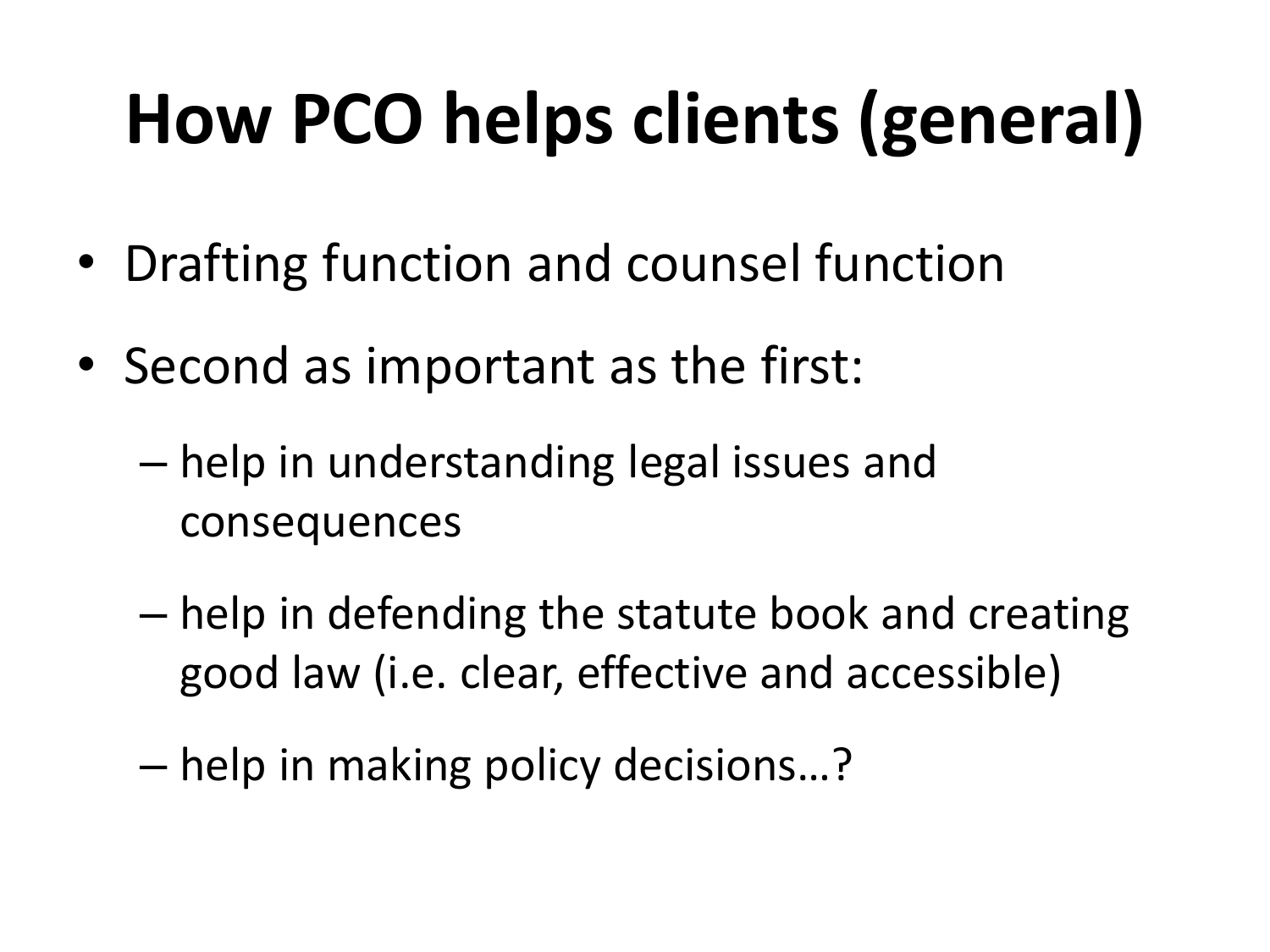# How PCO helps clients (general)

- Drafting function and counsel function
- Second as important as the first:
  - help in understanding legal issues and consequences
  - help in defending the statute book and creating good law (i.e. clear, effective and accessible)
  - help in making policy decisions…?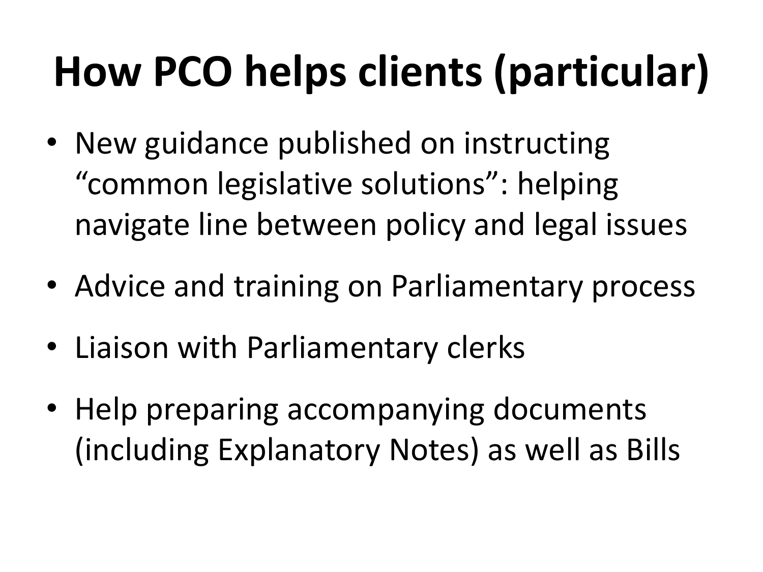# How PCO helps clients (particular)

- New guidance published on instructing “common legislative solutions”: helping navigate line between policy and legal issues
- Advice and training on Parliamentary process
- Liaison with Parliamentary clerks
- Help preparing accompanying documents (including Explanatory Notes) as well as Bills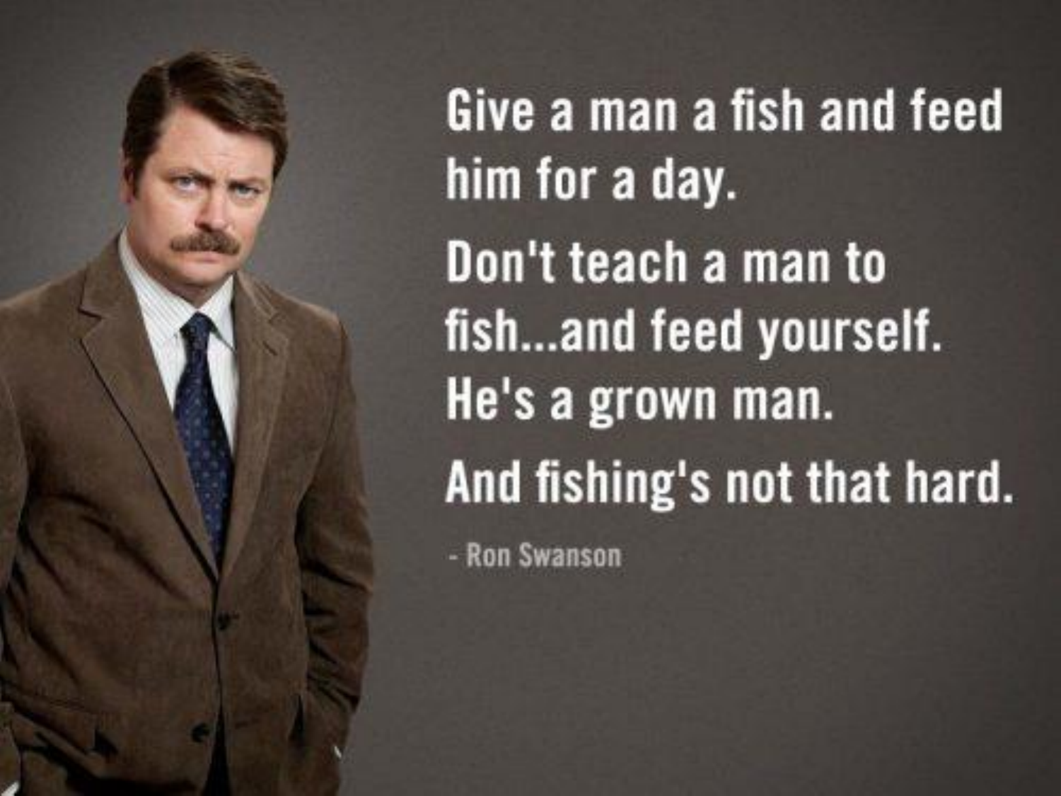Give a man a fish and feed him for a day.

Don't teach a man to fish...and feed yourself. He's a grown man.

And fishing's not that hard.

- Ron Swanson